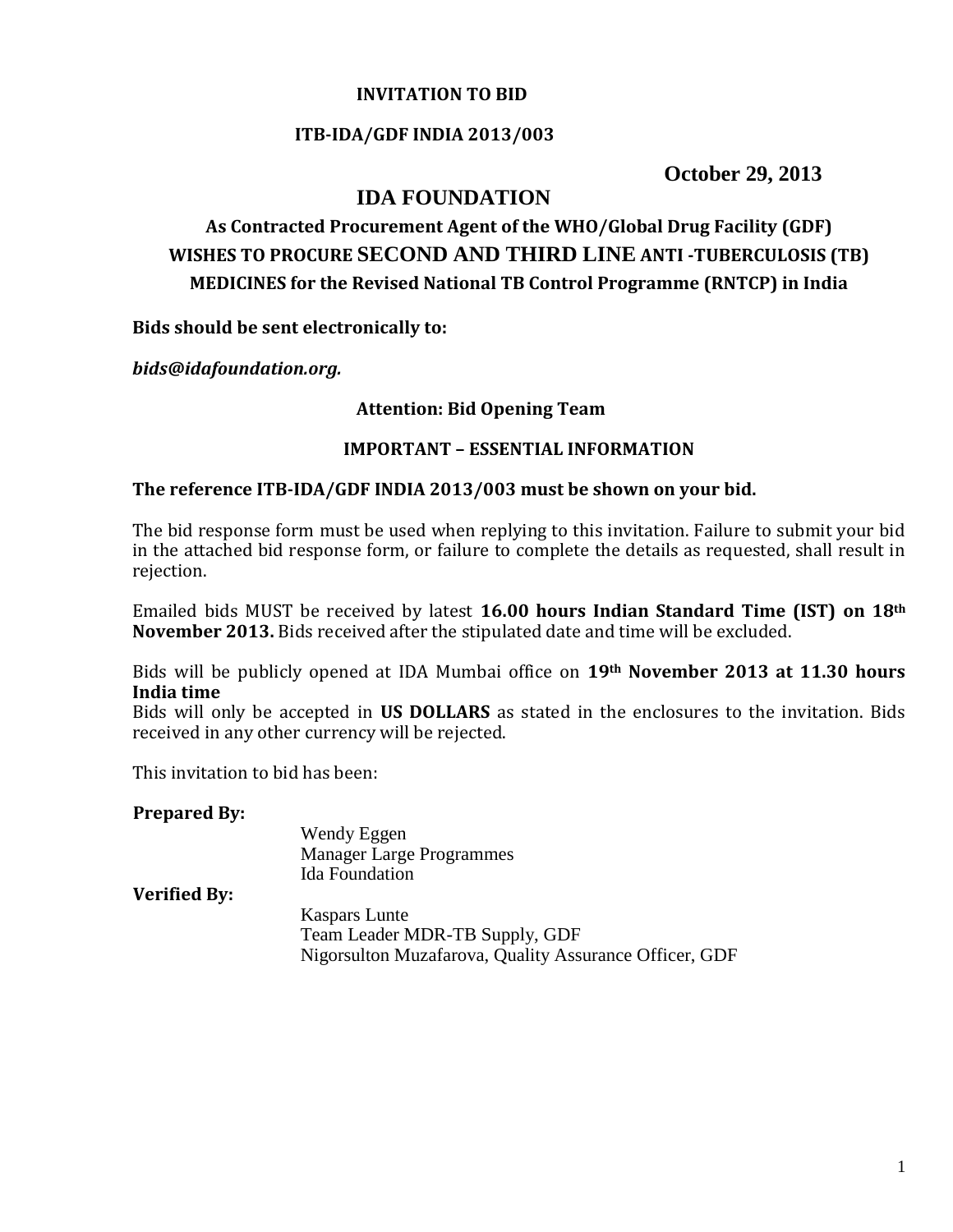**INVITATION TO BID**

**ITB-IDA/GDF INDIA 2013/003**

**October 29, 2013**

# IDA FOUNDATION

## As Contracted Procurement Agent of the WHO/Global Drug Facility (GDF) WISHES TO PROCURE SECOND AND THIRD LINE ANTI -TUBERCULOSIS (TB) MEDICINES for the Revised National TB Control Programme (RNTCP) in India

**Bids should be sent electronically to:**

***bids@idafoundation.org.***

**Attention: Bid Opening Team**

**IMPORTANT – ESSENTIAL INFORMATION**

**The reference ITB-IDA/GDF INDIA 2013/003 must be shown on your bid.**

The bid response form must be used when replying to this invitation. Failure to submit your bid in the attached bid response form, or failure to complete the details as requested, shall result in rejection.

Emailed bids MUST be received by latest **16.00 hours Indian Standard Time (IST) on 18th November 2013.** Bids received after the stipulated date and time will be excluded.

Bids will be publicly opened at IDA Mumbai office on **19th November 2013 at 11.30 hours India time**

Bids will only be accepted in **US DOLLARS** as stated in the enclosures to the invitation. Bids received in any other currency will be rejected.

This invitation to bid has been:

**Prepared By:**

Wendy Eggen
Manager Large Programmes
Ida Foundation

**Verified By:**

Kaspars Lunte
Team Leader MDR-TB Supply, GDF
Nigorsulton Muzafarova, Quality Assurance Officer, GDF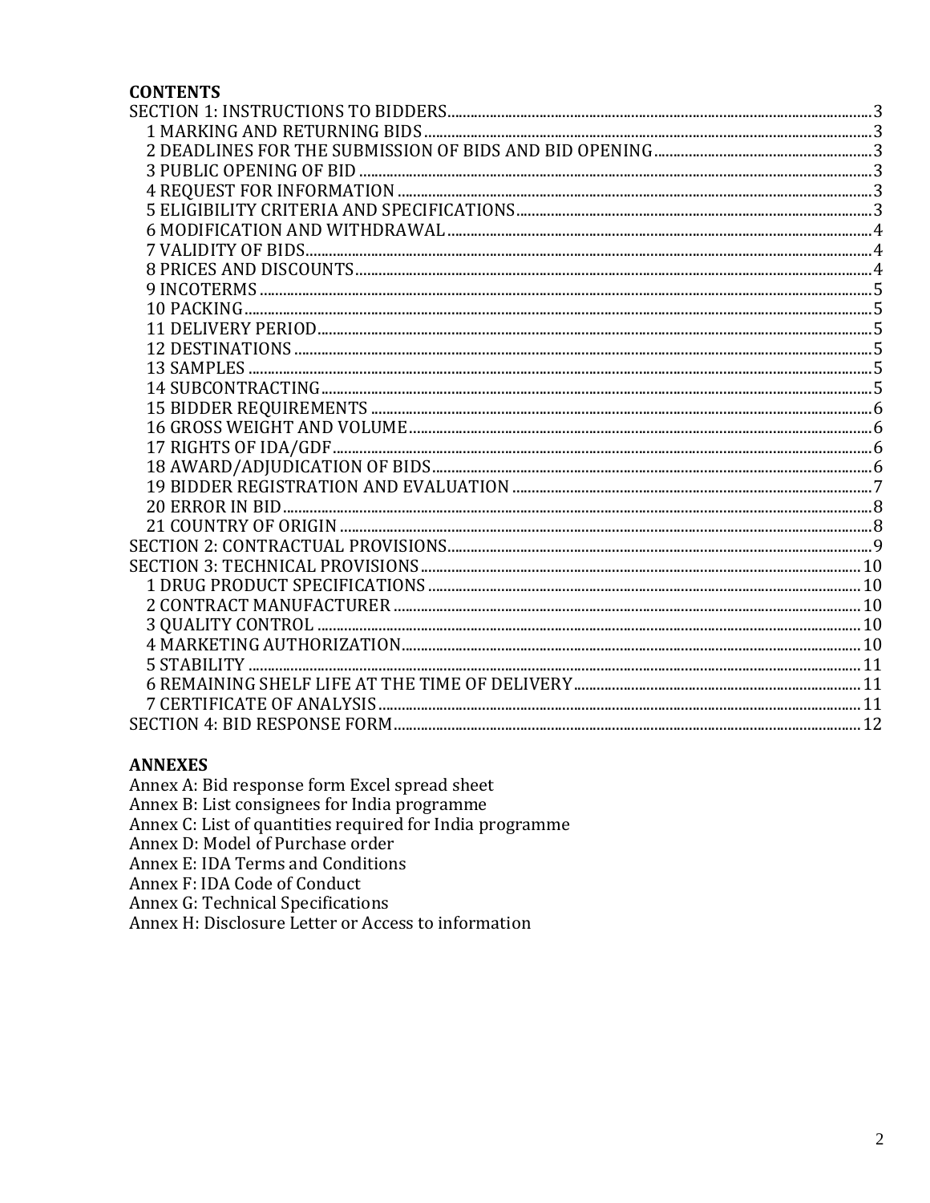**CONTENTS**

SECTION 1: INSTRUCTIONS TO BIDDERS ... 3
- 1 MARKING AND RETURNING BIDS ... 3
- 2 DEADLINES FOR THE SUBMISSION OF BIDS AND BID OPENING ... 3
- 3 PUBLIC OPENING OF BID ... 3
- 4 REQUEST FOR INFORMATION ... 3
- 5 ELIGIBILITY CRITERIA AND SPECIFICATIONS ... 3
- 6 MODIFICATION AND WITHDRAWAL ... 4
- 7 VALIDITY OF BIDS ... 4
- 8 PRICES AND DISCOUNTS ... 4
- 9 INCOTERMS ... 5
- 10 PACKING ... 5
- 11 DELIVERY PERIOD ... 5
- 12 DESTINATIONS ... 5
- 13 SAMPLES ... 5
- 14 SUBCONTRACTING ... 5
- 15 BIDDER REQUIREMENTS ... 6
- 16 GROSS WEIGHT AND VOLUME ... 6
- 17 RIGHTS OF IDA/GDF ... 6
- 18 AWARD/ADJUDICATION OF BIDS ... 6
- 19 BIDDER REGISTRATION AND EVALUATION ... 7
- 20 ERROR IN BID ... 8
- 21 COUNTRY OF ORIGIN ... 8

SECTION 2: CONTRACTUAL PROVISIONS ... 9

SECTION 3: TECHNICAL PROVISIONS ... 10
- 1 DRUG PRODUCT SPECIFICATIONS ... 10
- 2 CONTRACT MANUFACTURER ... 10
- 3 QUALITY CONTROL ... 10
- 4 MARKETING AUTHORIZATION ... 10
- 5 STABILITY ... 11
- 6 REMAINING SHELF LIFE AT THE TIME OF DELIVERY ... 11
- 7 CERTIFICATE OF ANALYSIS ... 11

SECTION 4: BID RESPONSE FORM ... 12

**ANNEXES**

Annex A: Bid response form Excel spread sheet
Annex B: List consignees for India programme
Annex C: List of quantities required for India programme
Annex D: Model of Purchase order
Annex E: IDA Terms and Conditions
Annex F: IDA Code of Conduct
Annex G: Technical Specifications
Annex H: Disclosure Letter or Access to information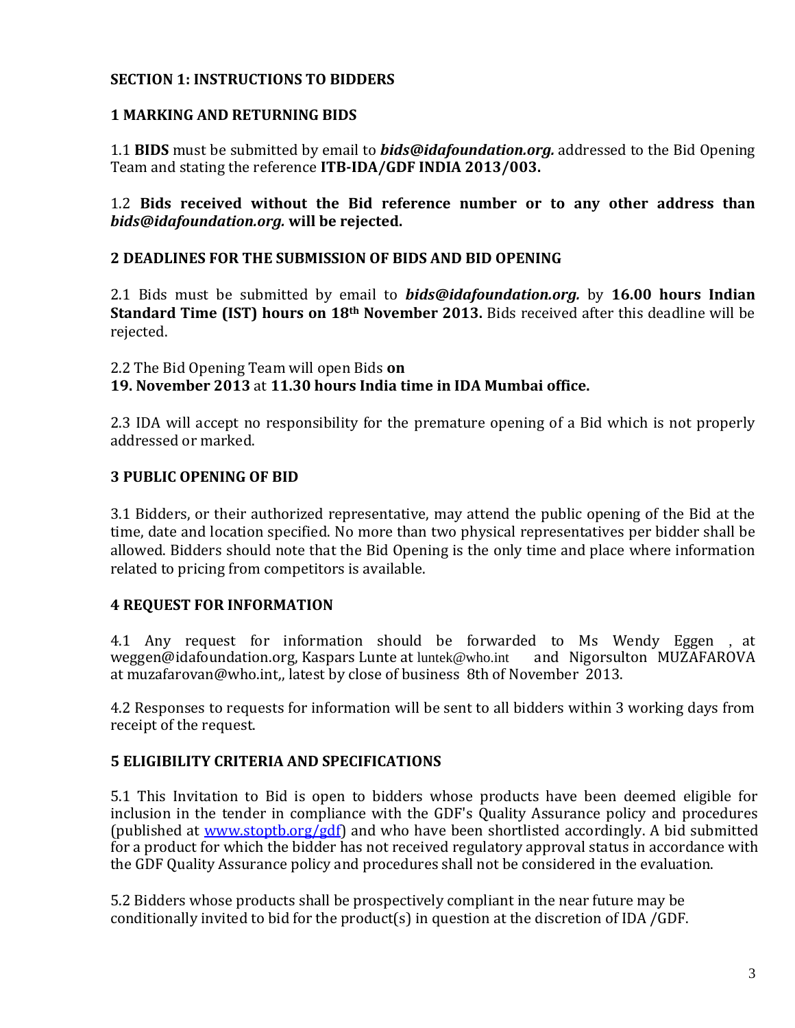## SECTION 1: INSTRUCTIONS TO BIDDERS

### 1 MARKING AND RETURNING BIDS

1.1 **BIDS** must be submitted by email to ***bids@idafoundation.org.*** addressed to the Bid Opening Team and stating the reference **ITB-IDA/GDF INDIA 2013/003.**

1.2 **Bids received without the Bid reference number or to any other address than *bids@idafoundation.org.* will be rejected.**

### 2 DEADLINES FOR THE SUBMISSION OF BIDS AND BID OPENING

2.1 Bids must be submitted by email to ***bids@idafoundation.org.*** by **16.00 hours Indian Standard Time (IST) hours on 18th November 2013.** Bids received after this deadline will be rejected.

2.2 The Bid Opening Team will open Bids **on 19. November 2013** at **11.30 hours India time in IDA Mumbai office.**

2.3 IDA will accept no responsibility for the premature opening of a Bid which is not properly addressed or marked.

### 3 PUBLIC OPENING OF BID

3.1 Bidders, or their authorized representative, may attend the public opening of the Bid at the time, date and location specified. No more than two physical representatives per bidder shall be allowed. Bidders should note that the Bid Opening is the only time and place where information related to pricing from competitors is available.

### 4 REQUEST FOR INFORMATION

4.1 Any request for information should be forwarded to Ms Wendy Eggen , at weggen@idafoundation.org, Kaspars Lunte at luntek@who.int and Nigorsulton MUZAFAROVA at muzafarovan@who.int,, latest by close of business 8th of November 2013.

4.2 Responses to requests for information will be sent to all bidders within 3 working days from receipt of the request.

### 5 ELIGIBILITY CRITERIA AND SPECIFICATIONS

5.1 This Invitation to Bid is open to bidders whose products have been deemed eligible for inclusion in the tender in compliance with the GDF's Quality Assurance policy and procedures (published at www.stoptb.org/gdf) and who have been shortlisted accordingly. A bid submitted for a product for which the bidder has not received regulatory approval status in accordance with the GDF Quality Assurance policy and procedures shall not be considered in the evaluation.

5.2 Bidders whose products shall be prospectively compliant in the near future may be conditionally invited to bid for the product(s) in question at the discretion of IDA /GDF.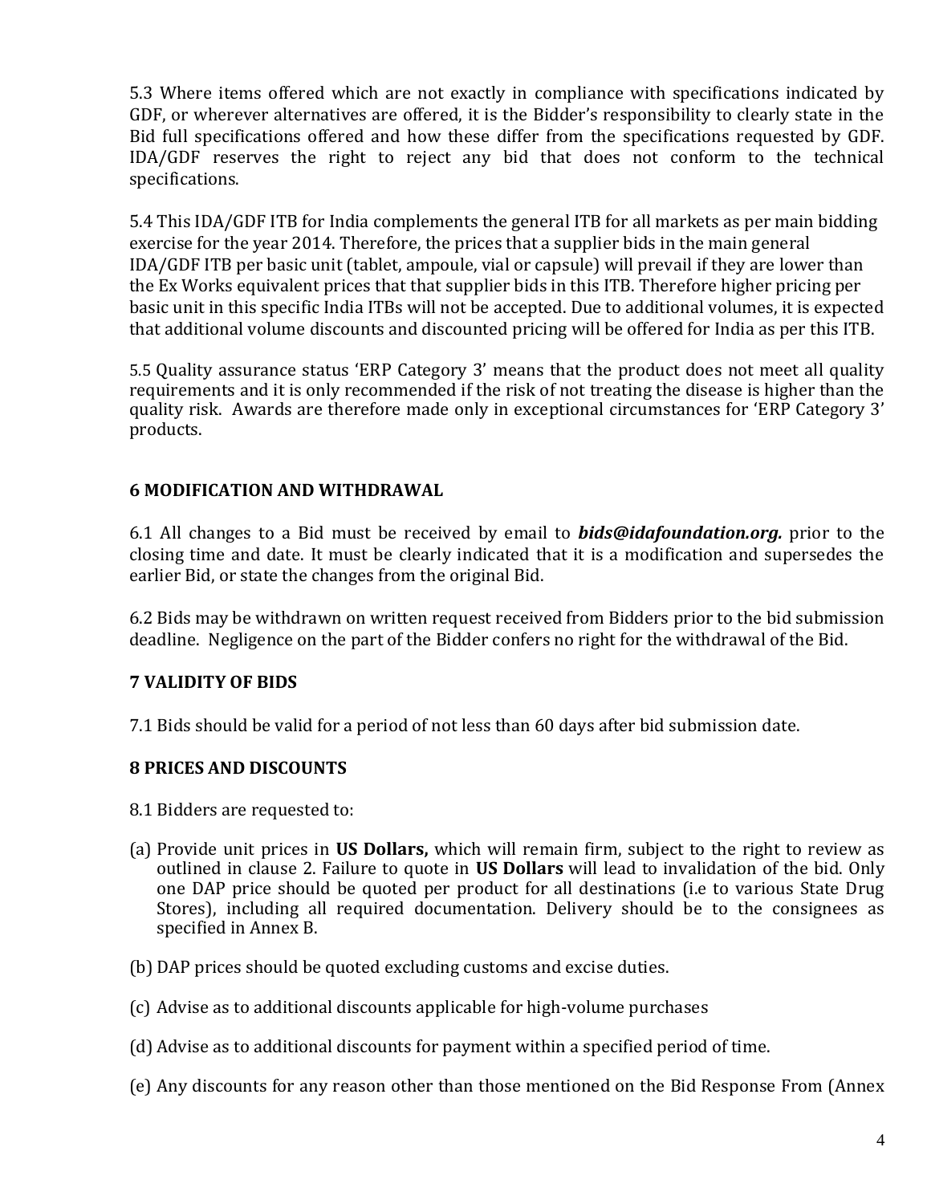5.3 Where items offered which are not exactly in compliance with specifications indicated by GDF, or wherever alternatives are offered, it is the Bidder's responsibility to clearly state in the Bid full specifications offered and how these differ from the specifications requested by GDF. IDA/GDF reserves the right to reject any bid that does not conform to the technical specifications.

5.4 This IDA/GDF ITB for India complements the general ITB for all markets as per main bidding exercise for the year 2014. Therefore, the prices that a supplier bids in the main general IDA/GDF ITB per basic unit (tablet, ampoule, vial or capsule) will prevail if they are lower than the Ex Works equivalent prices that that supplier bids in this ITB. Therefore higher pricing per basic unit in this specific India ITBs will not be accepted. Due to additional volumes, it is expected that additional volume discounts and discounted pricing will be offered for India as per this ITB.

5.5 Quality assurance status 'ERP Category 3' means that the product does not meet all quality requirements and it is only recommended if the risk of not treating the disease is higher than the quality risk. Awards are therefore made only in exceptional circumstances for 'ERP Category 3' products.

## 6 MODIFICATION AND WITHDRAWAL

6.1 All changes to a Bid must be received by email to ***bids@idafoundation.org.*** prior to the closing time and date. It must be clearly indicated that it is a modification and supersedes the earlier Bid, or state the changes from the original Bid.

6.2 Bids may be withdrawn on written request received from Bidders prior to the bid submission deadline. Negligence on the part of the Bidder confers no right for the withdrawal of the Bid.

## 7 VALIDITY OF BIDS

7.1 Bids should be valid for a period of not less than 60 days after bid submission date.

## 8 PRICES AND DISCOUNTS

8.1 Bidders are requested to:

(a) Provide unit prices in **US Dollars,** which will remain firm, subject to the right to review as outlined in clause 2. Failure to quote in **US Dollars** will lead to invalidation of the bid. Only one DAP price should be quoted per product for all destinations (i.e to various State Drug Stores), including all required documentation. Delivery should be to the consignees as specified in Annex B.

(b) DAP prices should be quoted excluding customs and excise duties.

(c) Advise as to additional discounts applicable for high-volume purchases

(d) Advise as to additional discounts for payment within a specified period of time.

(e) Any discounts for any reason other than those mentioned on the Bid Response From (Annex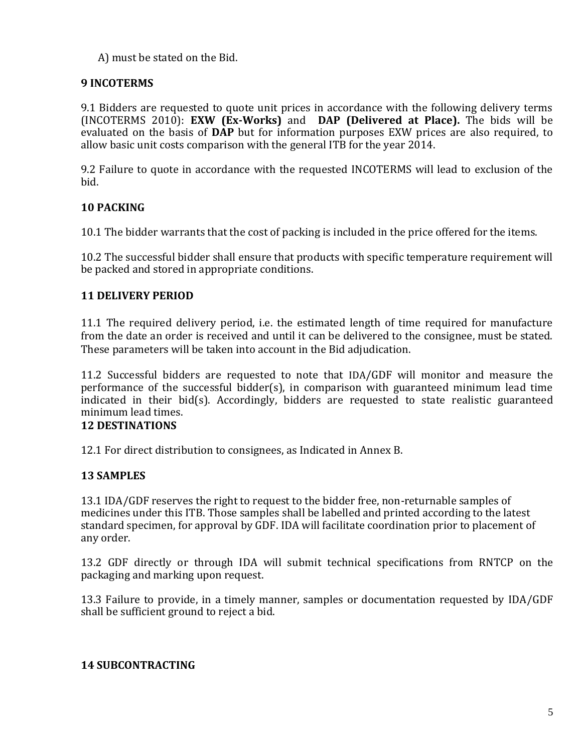A) must be stated on the Bid.

## 9 INCOTERMS

9.1 Bidders are requested to quote unit prices in accordance with the following delivery terms (INCOTERMS 2010): **EXW (Ex-Works)** and **DAP (Delivered at Place).** The bids will be evaluated on the basis of **DAP** but for information purposes EXW prices are also required, to allow basic unit costs comparison with the general ITB for the year 2014.

9.2 Failure to quote in accordance with the requested INCOTERMS will lead to exclusion of the bid.

## 10 PACKING

10.1 The bidder warrants that the cost of packing is included in the price offered for the items.

10.2 The successful bidder shall ensure that products with specific temperature requirement will be packed and stored in appropriate conditions.

## 11 DELIVERY PERIOD

11.1 The required delivery period, i.e. the estimated length of time required for manufacture from the date an order is received and until it can be delivered to the consignee, must be stated. These parameters will be taken into account in the Bid adjudication.

11.2 Successful bidders are requested to note that IDA/GDF will monitor and measure the performance of the successful bidder(s), in comparison with guaranteed minimum lead time indicated in their bid(s). Accordingly, bidders are requested to state realistic guaranteed minimum lead times.

## 12 DESTINATIONS

12.1 For direct distribution to consignees, as Indicated in Annex B.

## 13 SAMPLES

13.1 IDA/GDF reserves the right to request to the bidder free, non-returnable samples of medicines under this ITB. Those samples shall be labelled and printed according to the latest standard specimen, for approval by GDF. IDA will facilitate coordination prior to placement of any order.

13.2 GDF directly or through IDA will submit technical specifications from RNTCP on the packaging and marking upon request.

13.3 Failure to provide, in a timely manner, samples or documentation requested by IDA/GDF shall be sufficient ground to reject a bid.

## 14 SUBCONTRACTING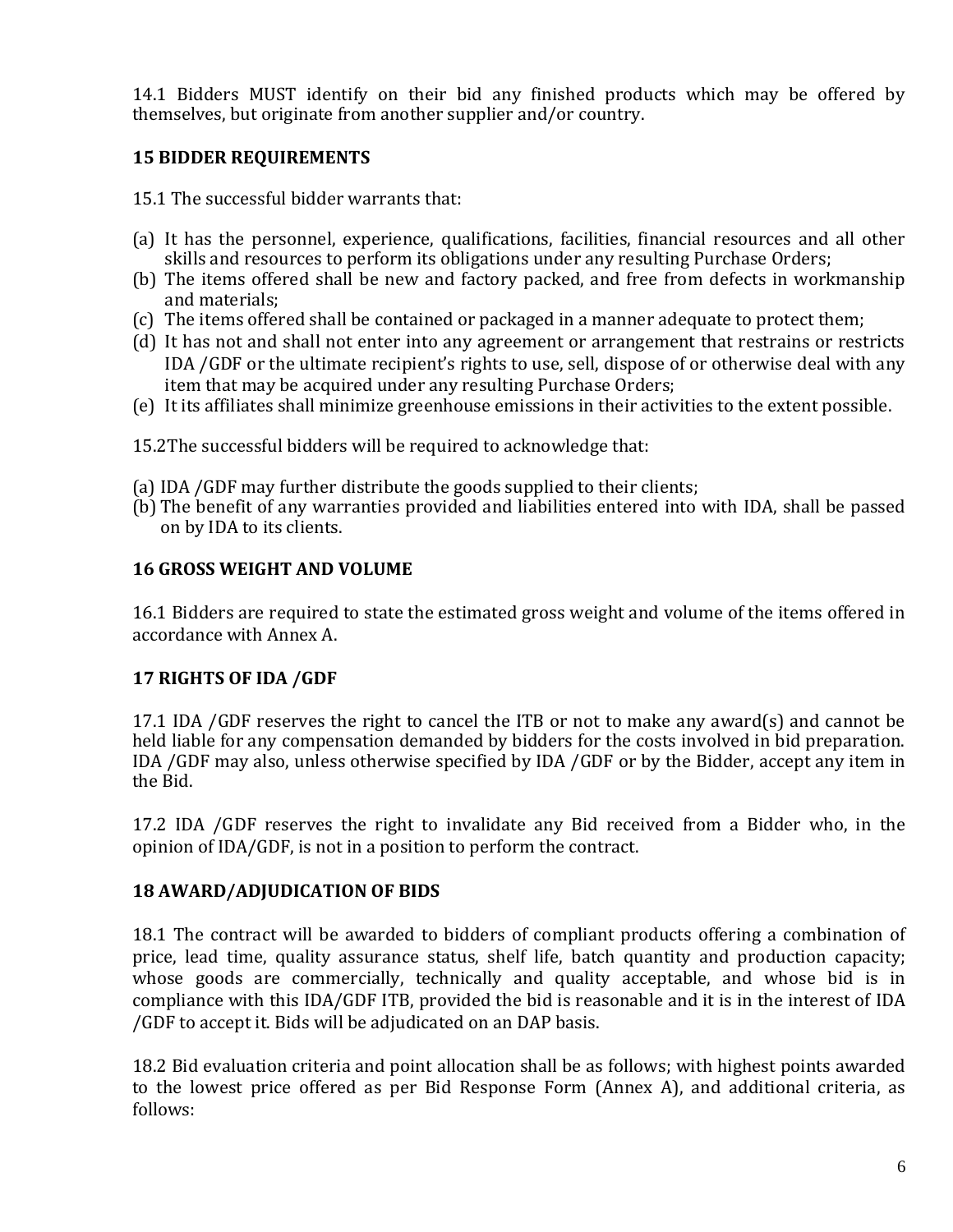14.1 Bidders MUST identify on their bid any finished products which may be offered by themselves, but originate from another supplier and/or country.

## 15 BIDDER REQUIREMENTS

15.1 The successful bidder warrants that:

(a) It has the personnel, experience, qualifications, facilities, financial resources and all other skills and resources to perform its obligations under any resulting Purchase Orders;
(b) The items offered shall be new and factory packed, and free from defects in workmanship and materials;
(c) The items offered shall be contained or packaged in a manner adequate to protect them;
(d) It has not and shall not enter into any agreement or arrangement that restrains or restricts IDA /GDF or the ultimate recipient's rights to use, sell, dispose of or otherwise deal with any item that may be acquired under any resulting Purchase Orders;
(e) It its affiliates shall minimize greenhouse emissions in their activities to the extent possible.

15.2The successful bidders will be required to acknowledge that:

(a) IDA /GDF may further distribute the goods supplied to their clients;
(b) The benefit of any warranties provided and liabilities entered into with IDA, shall be passed on by IDA to its clients.

## 16 GROSS WEIGHT AND VOLUME

16.1 Bidders are required to state the estimated gross weight and volume of the items offered in accordance with Annex A.

## 17 RIGHTS OF IDA /GDF

17.1 IDA /GDF reserves the right to cancel the ITB or not to make any award(s) and cannot be held liable for any compensation demanded by bidders for the costs involved in bid preparation. IDA /GDF may also, unless otherwise specified by IDA /GDF or by the Bidder, accept any item in the Bid.

17.2 IDA /GDF reserves the right to invalidate any Bid received from a Bidder who, in the opinion of IDA/GDF, is not in a position to perform the contract.

## 18 AWARD/ADJUDICATION OF BIDS

18.1 The contract will be awarded to bidders of compliant products offering a combination of price, lead time, quality assurance status, shelf life, batch quantity and production capacity; whose goods are commercially, technically and quality acceptable, and whose bid is in compliance with this IDA/GDF ITB, provided the bid is reasonable and it is in the interest of IDA /GDF to accept it. Bids will be adjudicated on an DAP basis.

18.2 Bid evaluation criteria and point allocation shall be as follows; with highest points awarded to the lowest price offered as per Bid Response Form (Annex A), and additional criteria, as follows: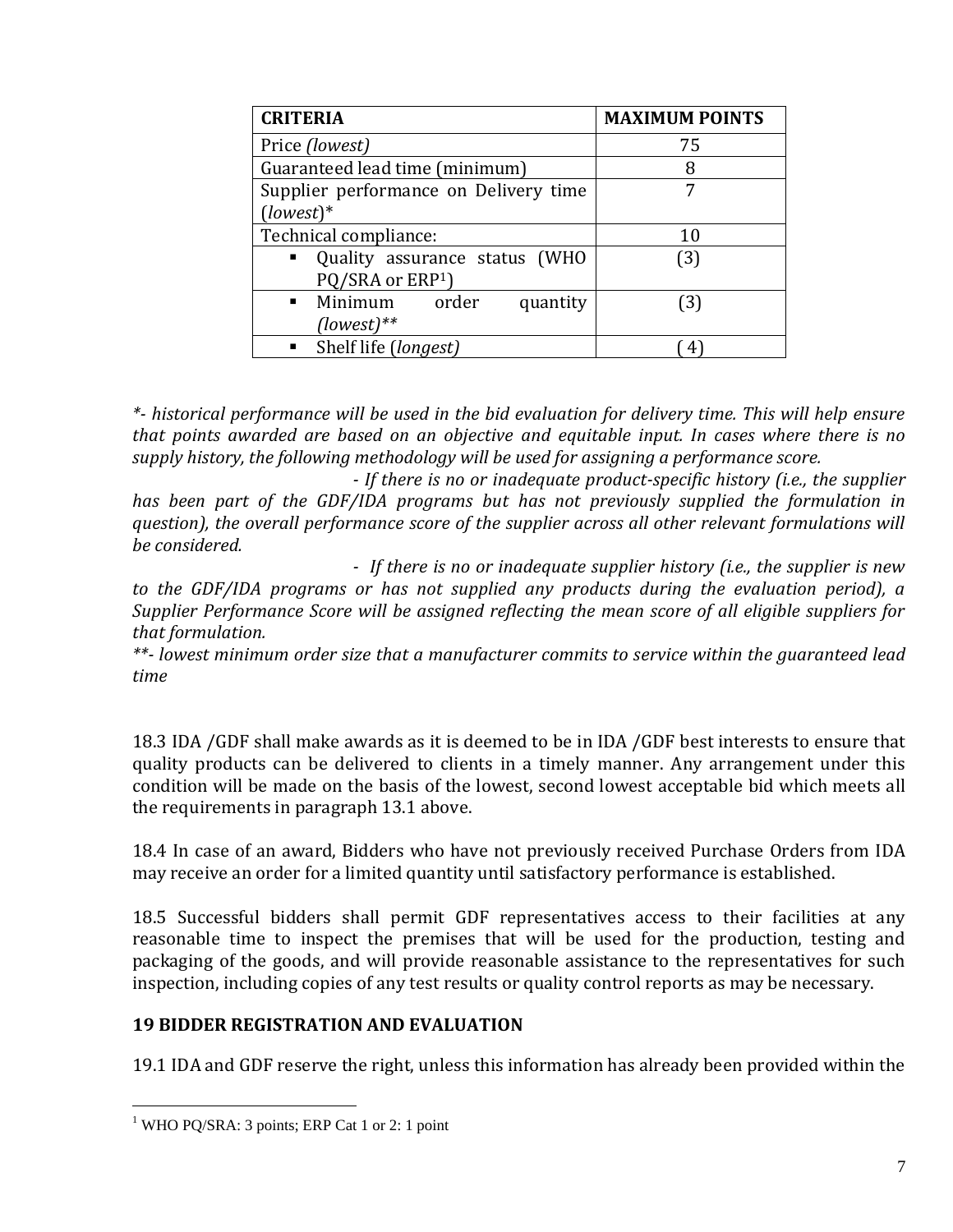| **CRITERIA** | **MAXIMUM POINTS** |
| --- | --- |
| Price *(lowest)* | 75 |
| Guaranteed lead time (minimum) | 8 |
| Supplier performance on Delivery time (*lowest*)* | 7 |
| Technical compliance: | 10 |
| ▪ Quality assurance status (WHO PQ/SRA or ERP[1]) | (3) |
| ▪ Minimum order quantity *(lowest)*** | (3) |
| ▪ Shelf life (*longest)* | ( 4) |

*\*- historical performance will be used in the bid evaluation for delivery time. This will help ensure that points awarded are based on an objective and equitable input. In cases where there is no supply history, the following methodology will be used for assigning a performance score.*

*- If there is no or inadequate product-specific history (i.e., the supplier has been part of the GDF/IDA programs but has not previously supplied the formulation in question), the overall performance score of the supplier across all other relevant formulations will be considered.*

*- If there is no or inadequate supplier history (i.e., the supplier is new to the GDF/IDA programs or has not supplied any products during the evaluation period), a Supplier Performance Score will be assigned reflecting the mean score of all eligible suppliers for that formulation.*

*\*\*- lowest minimum order size that a manufacturer commits to service within the guaranteed lead time*

18.3 IDA /GDF shall make awards as it is deemed to be in IDA /GDF best interests to ensure that quality products can be delivered to clients in a timely manner. Any arrangement under this condition will be made on the basis of the lowest, second lowest acceptable bid which meets all the requirements in paragraph 13.1 above.

18.4 In case of an award, Bidders who have not previously received Purchase Orders from IDA may receive an order for a limited quantity until satisfactory performance is established.

18.5 Successful bidders shall permit GDF representatives access to their facilities at any reasonable time to inspect the premises that will be used for the production, testing and packaging of the goods, and will provide reasonable assistance to the representatives for such inspection, including copies of any test results or quality control reports as may be necessary.

## 19 BIDDER REGISTRATION AND EVALUATION

19.1 IDA and GDF reserve the right, unless this information has already been provided within the

[1] WHO PQ/SRA: 3 points; ERP Cat 1 or 2: 1 point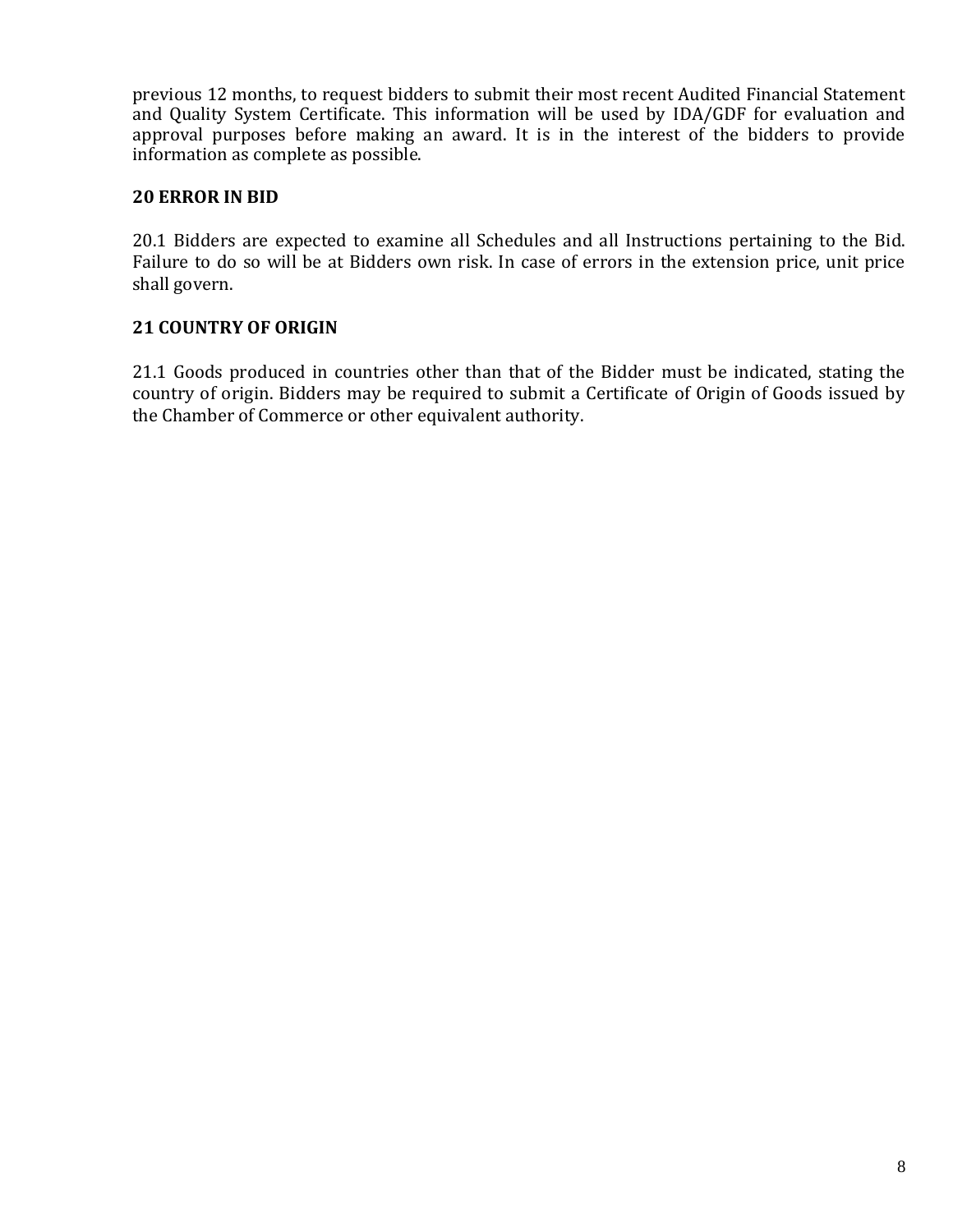previous 12 months, to request bidders to submit their most recent Audited Financial Statement and Quality System Certificate. This information will be used by IDA/GDF for evaluation and approval purposes before making an award. It is in the interest of the bidders to provide information as complete as possible.

**20 ERROR IN BID**

20.1 Bidders are expected to examine all Schedules and all Instructions pertaining to the Bid. Failure to do so will be at Bidders own risk. In case of errors in the extension price, unit price shall govern.

**21 COUNTRY OF ORIGIN**

21.1 Goods produced in countries other than that of the Bidder must be indicated, stating the country of origin. Bidders may be required to submit a Certificate of Origin of Goods issued by the Chamber of Commerce or other equivalent authority.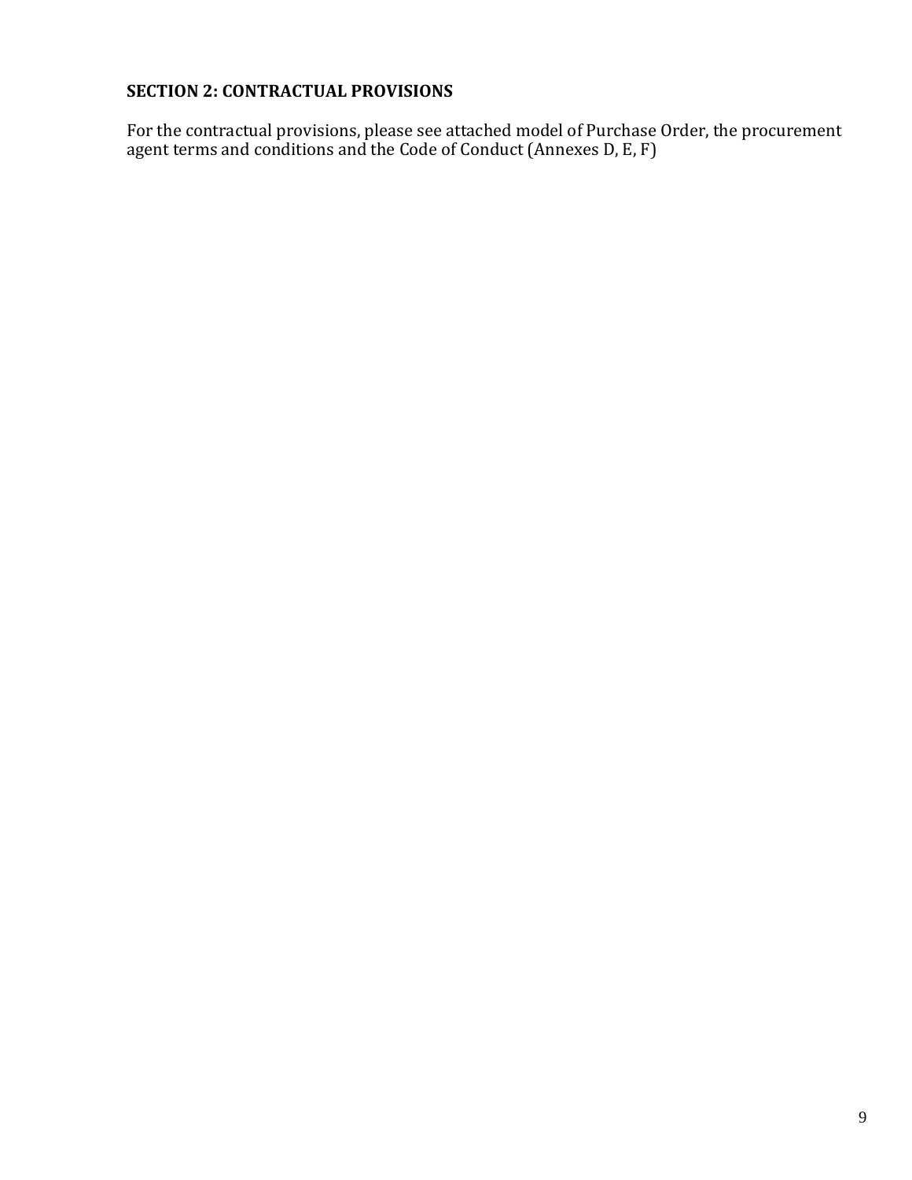## SECTION 2: CONTRACTUAL PROVISIONS

For the contractual provisions, please see attached model of Purchase Order, the procurement agent terms and conditions and the Code of Conduct (Annexes D, E, F)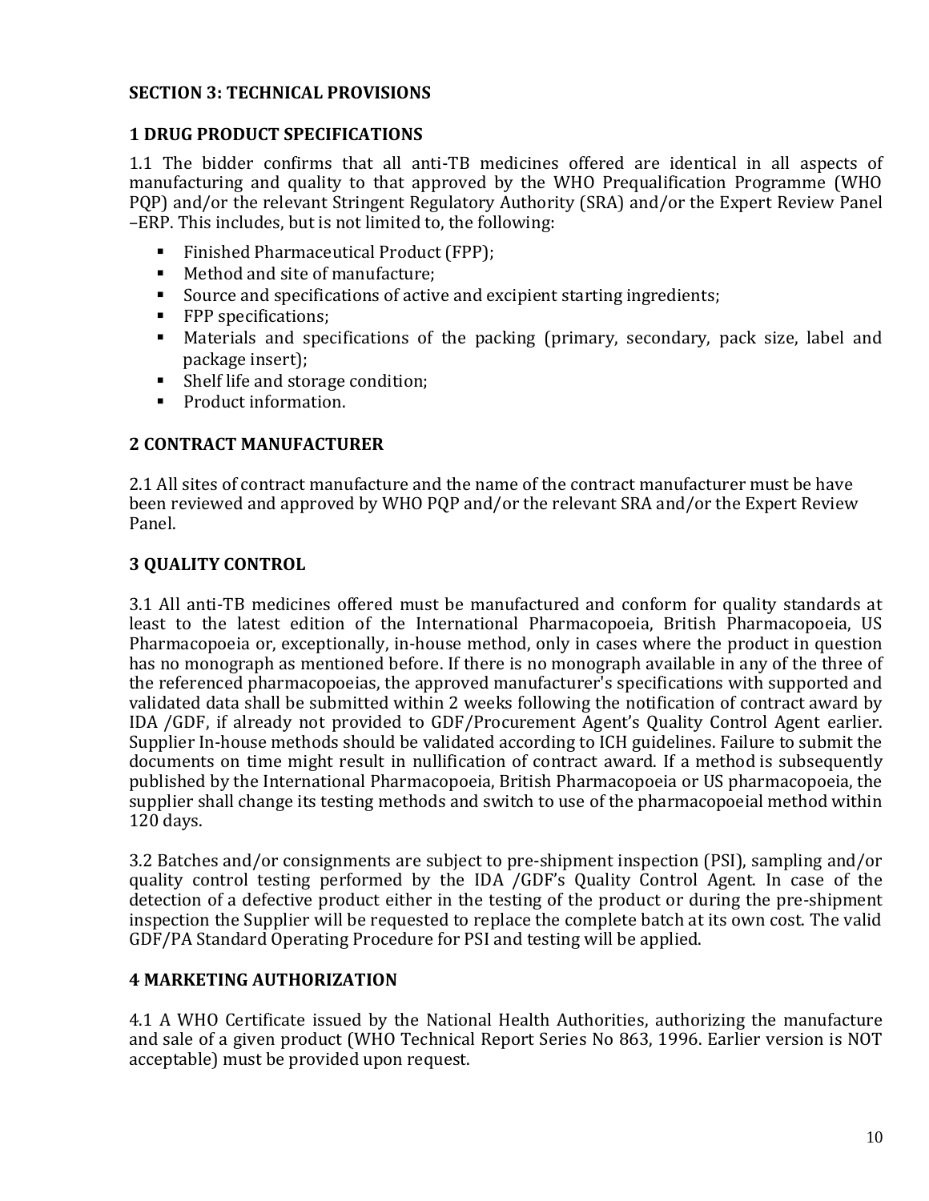## SECTION 3: TECHNICAL PROVISIONS

### 1 DRUG PRODUCT SPECIFICATIONS

1.1 The bidder confirms that all anti-TB medicines offered are identical in all aspects of manufacturing and quality to that approved by the WHO Prequalification Programme (WHO PQP) and/or the relevant Stringent Regulatory Authority (SRA) and/or the Expert Review Panel –ERP. This includes, but is not limited to, the following:

- Finished Pharmaceutical Product (FPP);
- Method and site of manufacture;
- Source and specifications of active and excipient starting ingredients;
- FPP specifications;
- Materials and specifications of the packing (primary, secondary, pack size, label and package insert);
- Shelf life and storage condition;
- Product information.

### 2 CONTRACT MANUFACTURER

2.1 All sites of contract manufacture and the name of the contract manufacturer must be have been reviewed and approved by WHO PQP and/or the relevant SRA and/or the Expert Review Panel.

### 3 QUALITY CONTROL

3.1 All anti-TB medicines offered must be manufactured and conform for quality standards at least to the latest edition of the International Pharmacopoeia, British Pharmacopoeia, US Pharmacopoeia or, exceptionally, in-house method, only in cases where the product in question has no monograph as mentioned before. If there is no monograph available in any of the three of the referenced pharmacopoeias, the approved manufacturer's specifications with supported and validated data shall be submitted within 2 weeks following the notification of contract award by IDA /GDF, if already not provided to GDF/Procurement Agent's Quality Control Agent earlier. Supplier In-house methods should be validated according to ICH guidelines. Failure to submit the documents on time might result in nullification of contract award. If a method is subsequently published by the International Pharmacopoeia, British Pharmacopoeia or US pharmacopoeia, the supplier shall change its testing methods and switch to use of the pharmacopoeial method within 120 days.

3.2 Batches and/or consignments are subject to pre-shipment inspection (PSI), sampling and/or quality control testing performed by the IDA /GDF's Quality Control Agent. In case of the detection of a defective product either in the testing of the product or during the pre-shipment inspection the Supplier will be requested to replace the complete batch at its own cost. The valid GDF/PA Standard Operating Procedure for PSI and testing will be applied.

### 4 MARKETING AUTHORIZATION

4.1 A WHO Certificate issued by the National Health Authorities, authorizing the manufacture and sale of a given product (WHO Technical Report Series No 863, 1996. Earlier version is NOT acceptable) must be provided upon request.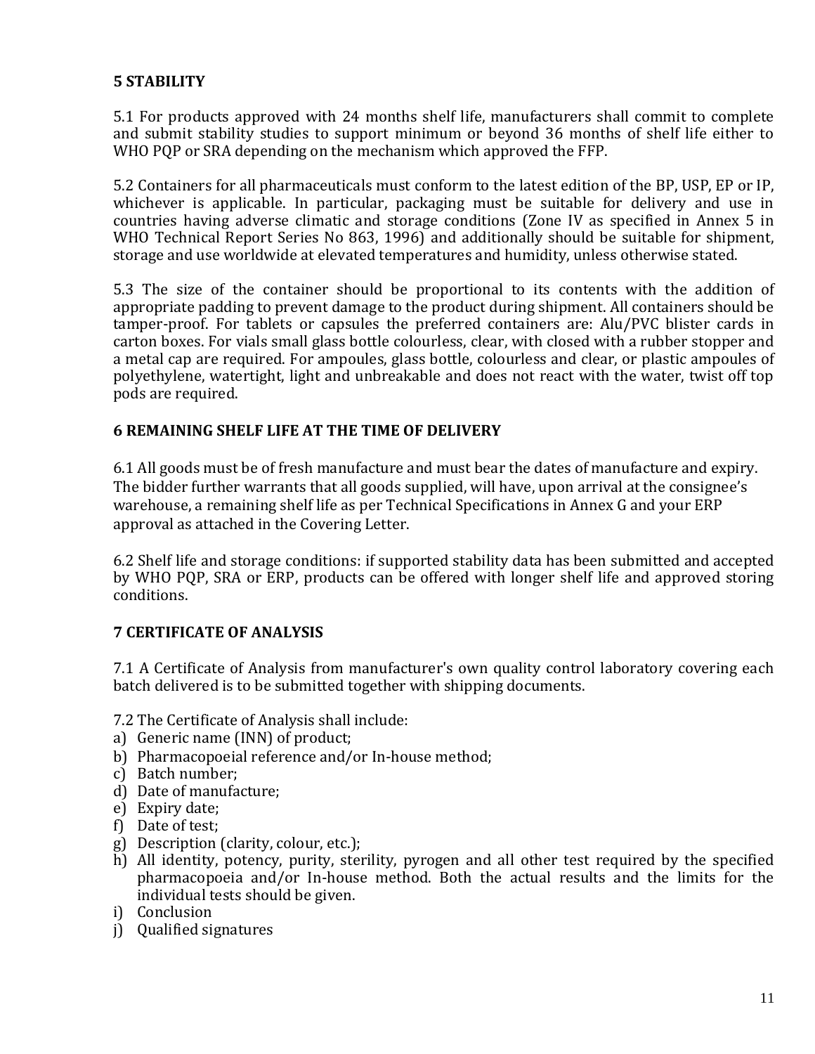## 5 STABILITY

5.1 For products approved with 24 months shelf life, manufacturers shall commit to complete and submit stability studies to support minimum or beyond 36 months of shelf life either to WHO PQP or SRA depending on the mechanism which approved the FFP.

5.2 Containers for all pharmaceuticals must conform to the latest edition of the BP, USP, EP or IP, whichever is applicable. In particular, packaging must be suitable for delivery and use in countries having adverse climatic and storage conditions (Zone IV as specified in Annex 5 in WHO Technical Report Series No 863, 1996) and additionally should be suitable for shipment, storage and use worldwide at elevated temperatures and humidity, unless otherwise stated.

5.3 The size of the container should be proportional to its contents with the addition of appropriate padding to prevent damage to the product during shipment. All containers should be tamper-proof. For tablets or capsules the preferred containers are: Alu/PVC blister cards in carton boxes. For vials small glass bottle colourless, clear, with closed with a rubber stopper and a metal cap are required. For ampoules, glass bottle, colourless and clear, or plastic ampoules of polyethylene, watertight, light and unbreakable and does not react with the water, twist off top pods are required.

## 6 REMAINING SHELF LIFE AT THE TIME OF DELIVERY

6.1 All goods must be of fresh manufacture and must bear the dates of manufacture and expiry. The bidder further warrants that all goods supplied, will have, upon arrival at the consignee's warehouse, a remaining shelf life as per Technical Specifications in Annex G and your ERP approval as attached in the Covering Letter.

6.2 Shelf life and storage conditions: if supported stability data has been submitted and accepted by WHO PQP, SRA or ERP, products can be offered with longer shelf life and approved storing conditions.

## 7 CERTIFICATE OF ANALYSIS

7.1 A Certificate of Analysis from manufacturer's own quality control laboratory covering each batch delivered is to be submitted together with shipping documents.

7.2 The Certificate of Analysis shall include:

a) Generic name (INN) of product;
b) Pharmacopoeial reference and/or In-house method;
c) Batch number;
d) Date of manufacture;
e) Expiry date;
f) Date of test;
g) Description (clarity, colour, etc.);
h) All identity, potency, purity, sterility, pyrogen and all other test required by the specified pharmacopoeia and/or In-house method. Both the actual results and the limits for the individual tests should be given.
i) Conclusion
j) Qualified signatures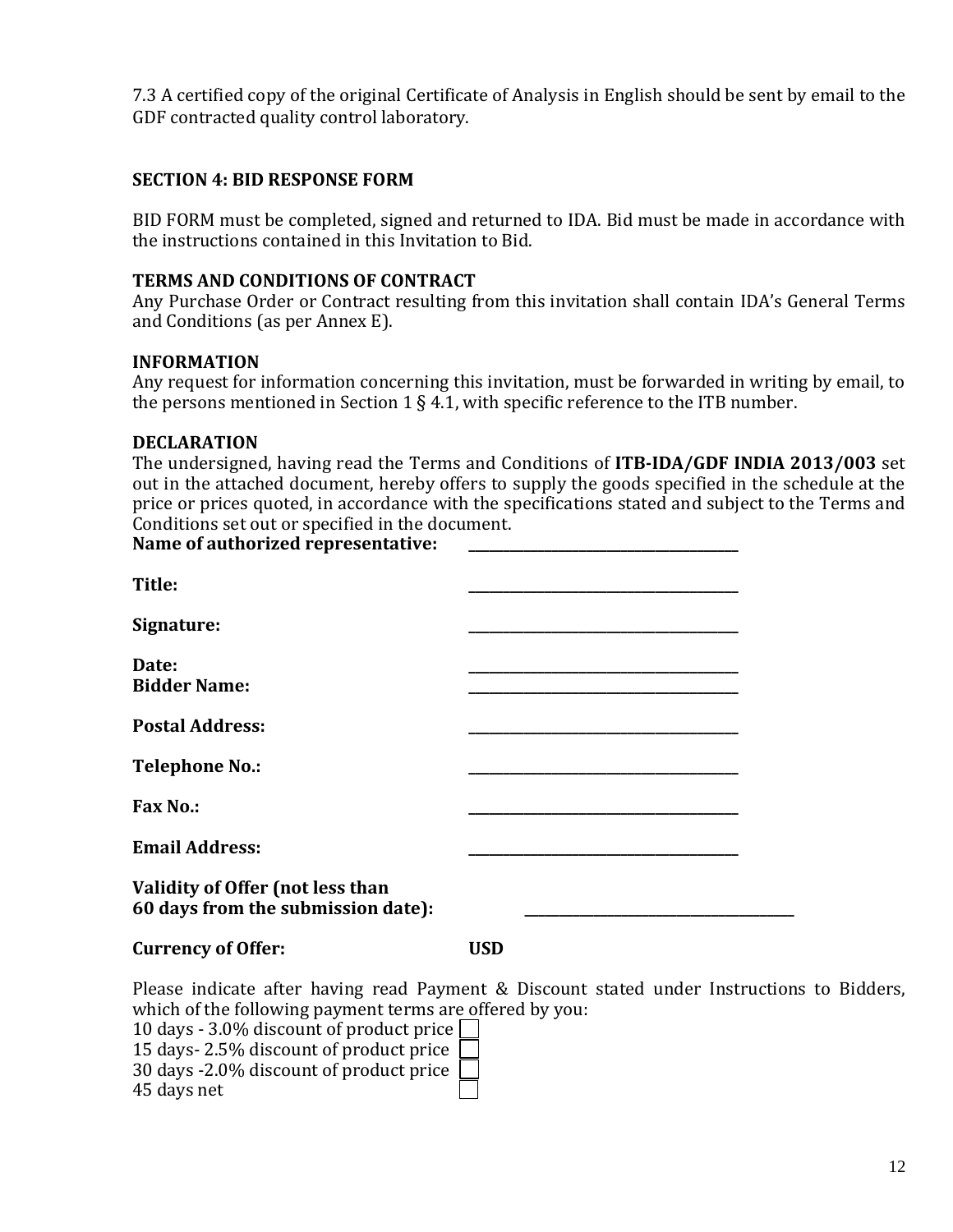7.3 A certified copy of the original Certificate of Analysis in English should be sent by email to the GDF contracted quality control laboratory.

## SECTION 4: BID RESPONSE FORM

BID FORM must be completed, signed and returned to IDA. Bid must be made in accordance with the instructions contained in this Invitation to Bid.

**TERMS AND CONDITIONS OF CONTRACT**
Any Purchase Order or Contract resulting from this invitation shall contain IDA's General Terms and Conditions (as per Annex E).

**INFORMATION**
Any request for information concerning this invitation, must be forwarded in writing by email, to the persons mentioned in Section 1 § 4.1, with specific reference to the ITB number.

**DECLARATION**
The undersigned, having read the Terms and Conditions of **ITB-IDA/GDF INDIA 2013/003** set out in the attached document, hereby offers to supply the goods specified in the schedule at the price or prices quoted, in accordance with the specifications stated and subject to the Terms and Conditions set out or specified in the document.

**Name of authorized representative:** ______________________________

**Title:** ______________________________

**Signature:** ______________________________

**Date:** ______________________________

**Bidder Name:** ______________________________

**Postal Address:** ______________________________

**Telephone No.:** ______________________________

**Fax No.:** ______________________________

**Email Address:** ______________________________

**Validity of Offer (not less than 60 days from the submission date):** ______________________________

**Currency of Offer:** **USD**

Please indicate after having read Payment & Discount stated under Instructions to Bidders, which of the following payment terms are offered by you:

10 days - 3.0% discount of product price ☐
15 days- 2.5% discount of product price ☐
30 days -2.0% discount of product price ☐
45 days net ☐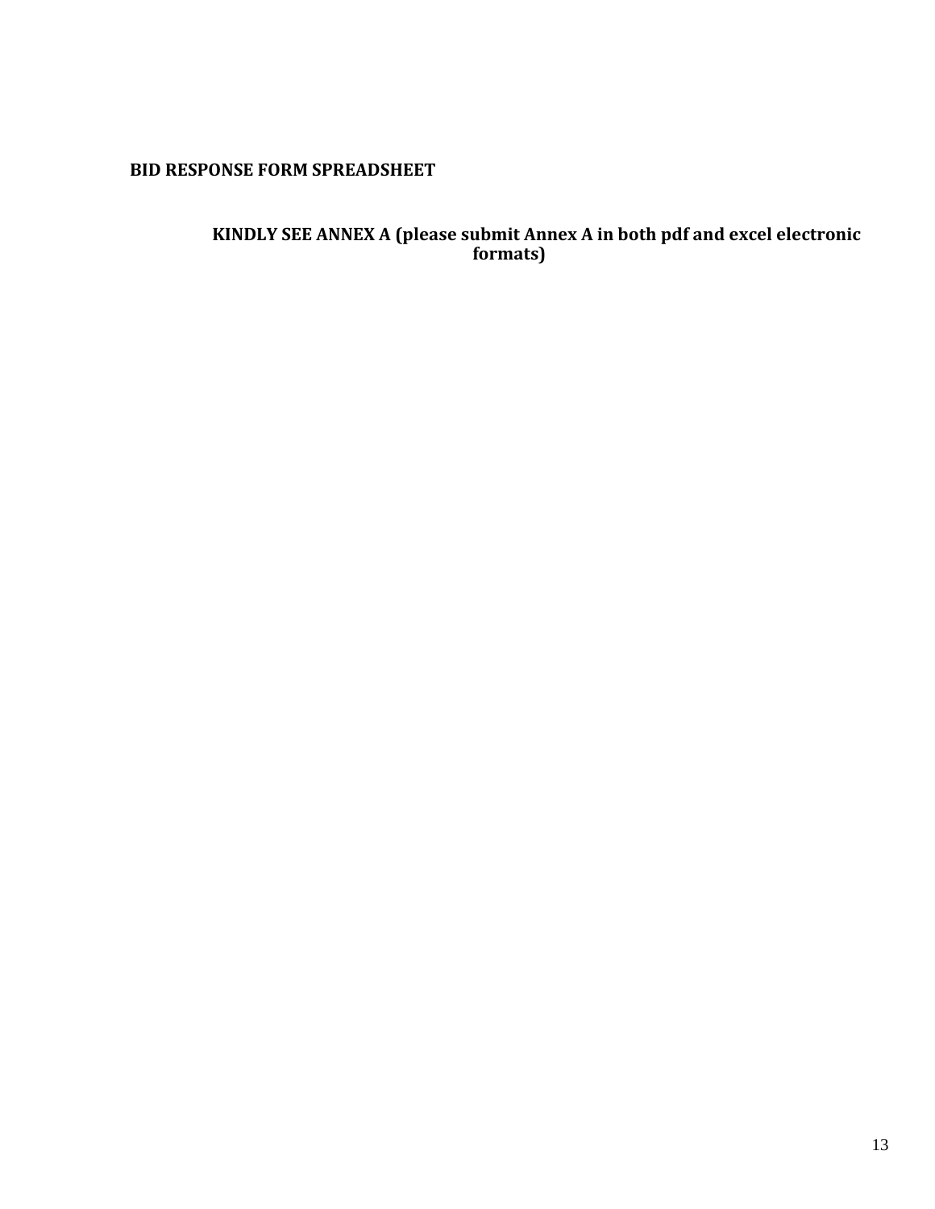## BID RESPONSE FORM SPREADSHEET

**KINDLY SEE ANNEX A (please submit Annex A in both pdf and excel electronic formats)**